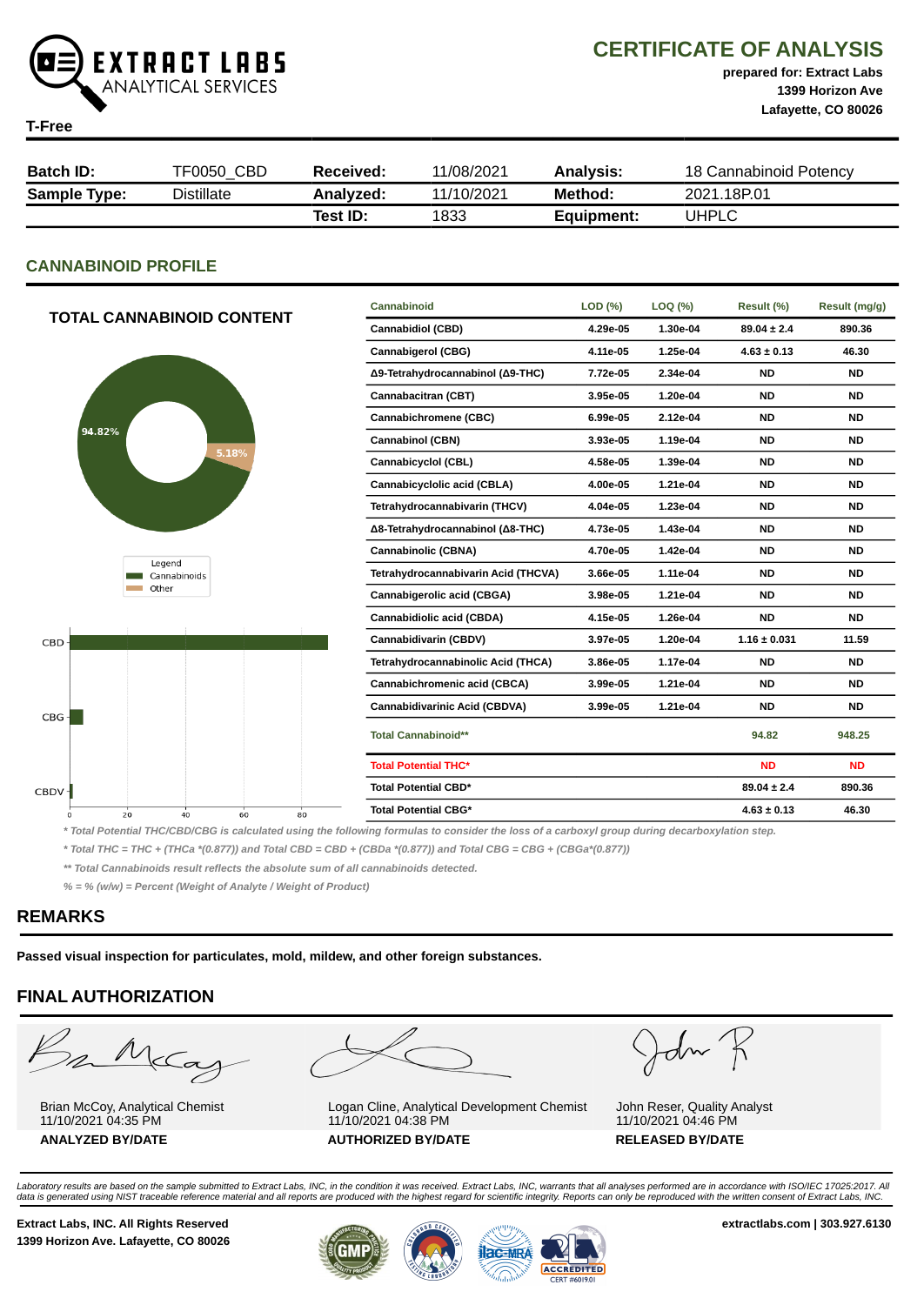**EXTRACT LABS** ANALYTICAL SERVICES

# CERTIFICATE OF ANALYSIS

**prepared for: Extract Labs**
**1399 Horizon Ave**
**Lafayette, CO 80026**

**T-Free**

| **Batch ID:** | TF0050_CBD | **Received:** | 11/08/2021 | **Analysis:** | 18 Cannabinoid Potency |
|---|---|---|---|---|---|
| **Sample Type:** | Distillate | **Analyzed:** | 11/10/2021 | **Method:** | 2021.18P.01 |
| | | **Test ID:** | 1833 | **Equipment:** | UHPLC |

## CANNABINOID PROFILE

### TOTAL CANNABINOID CONTENT

94.82% Cannabinoids; 5.18% Other

| Cannabinoid | LOD (%) | LOQ (%) | Result (%) | Result (mg/g) |
|---|---|---|---|---|
| Cannabidiol (CBD) | 4.29e-05 | 1.30e-04 | 89.04 ± 2.4 | 890.36 |
| Cannabigerol (CBG) | 4.11e-05 | 1.25e-04 | 4.63 ± 0.13 | 46.30 |
| Δ9-Tetrahydrocannabinol (Δ9-THC) | 7.72e-05 | 2.34e-04 | ND | ND |
| Cannabacitran (CBT) | 3.95e-05 | 1.20e-04 | ND | ND |
| Cannabichromene (CBC) | 6.99e-05 | 2.12e-04 | ND | ND |
| Cannabinol (CBN) | 3.93e-05 | 1.19e-04 | ND | ND |
| Cannabicyclol (CBL) | 4.58e-05 | 1.39e-04 | ND | ND |
| Cannabicyclolic acid (CBLA) | 4.00e-05 | 1.21e-04 | ND | ND |
| Tetrahydrocannabivarin (THCV) | 4.04e-05 | 1.23e-04 | ND | ND |
| Δ8-Tetrahydrocannabinol (Δ8-THC) | 4.73e-05 | 1.43e-04 | ND | ND |
| Cannabinolic (CBNA) | 4.70e-05 | 1.42e-04 | ND | ND |
| Tetrahydrocannabivarin Acid (THCVA) | 3.66e-05 | 1.11e-04 | ND | ND |
| Cannabigerolic acid (CBGA) | 3.98e-05 | 1.21e-04 | ND | ND |
| Cannabidiolic acid (CBDA) | 4.15e-05 | 1.26e-04 | ND | ND |
| Cannabidivarin (CBDV) | 3.97e-05 | 1.20e-04 | 1.16 ± 0.031 | 11.59 |
| Tetrahydrocannabinolic Acid (THCA) | 3.86e-05 | 1.17e-04 | ND | ND |
| Cannabichromenic acid (CBCA) | 3.99e-05 | 1.21e-04 | ND | ND |
| Cannabidivarinic Acid (CBDVA) | 3.99e-05 | 1.21e-04 | ND | ND |
| **Total Cannabinoid**** | | | **94.82** | **948.25** |
| **Total Potential THC*** | | | **ND** | **ND** |
| **Total Potential CBD*** | | | **89.04 ± 2.4** | **890.36** |
| **Total Potential CBG*** | | | **4.63 ± 0.13** | **46.30** |

*\* Total Potential THC/CBD/CBG is calculated using the following formulas to consider the loss of a carboxyl group during decarboxylation step.*

*\* Total THC = THC + (THCa \*(0.877)) and Total CBD = CBD + (CBDa \*(0.877)) and Total CBG = CBG + (CBGa\*(0.877))*

*\*\* Total Cannabinoids result reflects the absolute sum of all cannabinoids detected.*

*% = % (w/w) = Percent (Weight of Analyte / Weight of Product)*

## REMARKS

**Passed visual inspection for particulates, mold, mildew, and other foreign substances.**

## FINAL AUTHORIZATION

| Brian McCoy, Analytical Chemist<br>11/10/2021 04:35 PM<br>**ANALYZED BY/DATE** | Logan Cline, Analytical Development Chemist<br>11/10/2021 04:38 PM<br>**AUTHORIZED BY/DATE** | John Reser, Quality Analyst<br>11/10/2021 04:46 PM<br>**RELEASED BY/DATE** |
|---|---|---|

*Laboratory results are based on the sample submitted to Extract Labs, INC, in the condition it was received. Extract Labs, INC, warrants that all analyses performed are in accordance with ISO/IEC 17025:2017. All data is generated using NIST traceable reference material and all reports are produced with the highest regard for scientific integrity. Reports can only be reproduced with the written consent of Extract Labs, INC.*

**Extract Labs, INC. All Rights Reserved**
**1399 Horizon Ave. Lafayette, CO 80026**

**extractlabs.com | 303.927.6130**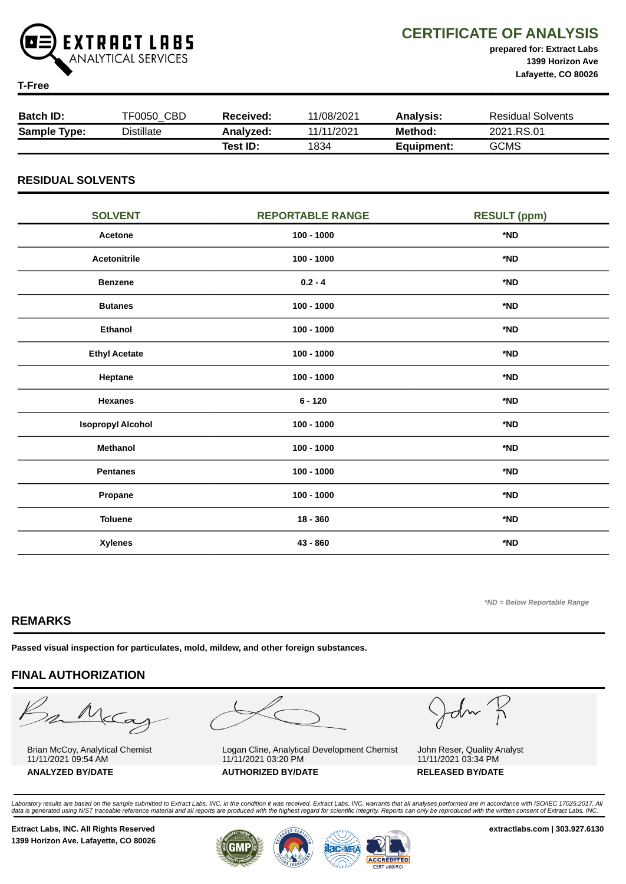**EXTRACT LABS** ANALYTICAL SERVICES

# CERTIFICATE OF ANALYSIS

**prepared for: Extract Labs**
**1399 Horizon Ave**
**Lafayette, CO 80026**

**T-Free**

| **Batch ID:** | TF0050_CBD | **Received:** | 11/08/2021 | **Analysis:** | Residual Solvents |
|---|---|---|---|---|---|
| **Sample Type:** | Distillate | **Analyzed:** | 11/11/2021 | **Method:** | 2021.RS.01 |
| | | **Test ID:** | 1834 | **Equipment:** | GCMS |

## RESIDUAL SOLVENTS

| SOLVENT | REPORTABLE RANGE | RESULT (ppm) |
|---|---|---|
| **Acetone** | **100 - 1000** | ***ND** |
| **Acetonitrile** | **100 - 1000** | ***ND** |
| **Benzene** | **0.2 - 4** | ***ND** |
| **Butanes** | **100 - 1000** | ***ND** |
| **Ethanol** | **100 - 1000** | ***ND** |
| **Ethyl Acetate** | **100 - 1000** | ***ND** |
| **Heptane** | **100 - 1000** | ***ND** |
| **Hexanes** | **6 - 120** | ***ND** |
| **Isopropyl Alcohol** | **100 - 1000** | ***ND** |
| **Methanol** | **100 - 1000** | ***ND** |
| **Pentanes** | **100 - 1000** | ***ND** |
| **Propane** | **100 - 1000** | ***ND** |
| **Toluene** | **18 - 360** | ***ND** |
| **Xylenes** | **43 - 860** | ***ND** |

*\*ND = Below Reportable Range*

## REMARKS

**Passed visual inspection for particulates, mold, mildew, and other foreign substances.**

## FINAL AUTHORIZATION

| Brian McCoy, Analytical Chemist<br>11/11/2021 09:54 AM<br>**ANALYZED BY/DATE** | Logan Cline, Analytical Development Chemist<br>11/11/2021 03:20 PM<br>**AUTHORIZED BY/DATE** | John Reser, Quality Analyst<br>11/11/2021 03:34 PM<br>**RELEASED BY/DATE** |
|---|---|---|

*Laboratory results are based on the sample submitted to Extract Labs, INC, in the condition it was received. Extract Labs, INC, warrants that all analyses performed are in accordance with ISO/IEC 17025:2017. All data is generated using NIST traceable reference material and all reports are produced with the highest regard for scientific integrity. Reports can only be reproduced with the written consent of Extract Labs, INC.*

**Extract Labs, INC. All Rights Reserved**
**1399 Horizon Ave. Lafayette, CO 80026**

**extractlabs.com | 303.927.6130**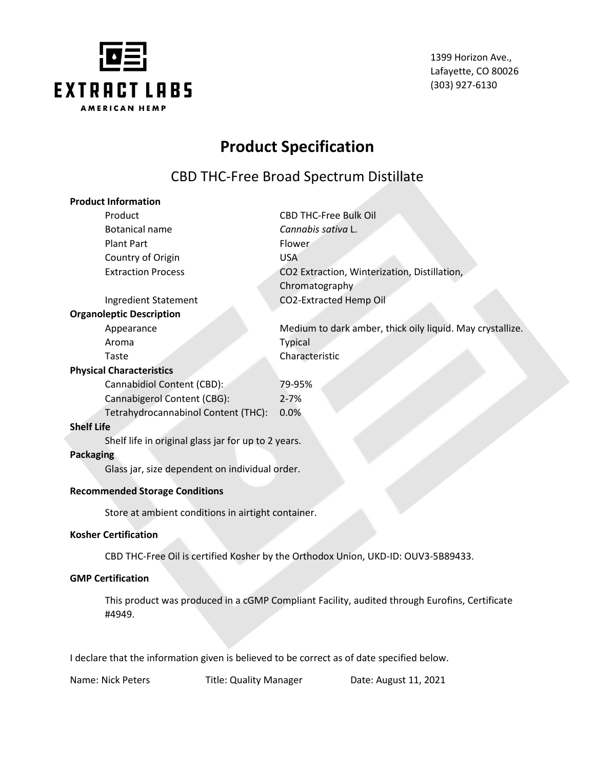EXTRACT LABS
AMERICAN HEMP

1399 Horizon Ave.,
Lafayette, CO 80026
(303) 927-6130

# Product Specification

## CBD THC-Free Broad Spectrum Distillate

**Product Information**

| | |
|---|---|
| Product | CBD THC-Free Bulk Oil |
| Botanical name | *Cannabis sativa* L. |
| Plant Part | Flower |
| Country of Origin | USA |
| Extraction Process | $CO_2$ Extraction, Winterization, Distillation, Chromatography |
| Ingredient Statement | $CO_2$-Extracted Hemp Oil |

**Organoleptic Description**

| | |
|---|---|
| Appearance | Medium to dark amber, thick oily liquid. May crystallize. |
| Aroma | Typical |
| Taste | Characteristic |

**Physical Characteristics**

| | |
|---|---|
| Cannabidiol Content (CBD): | 79-95% |
| Cannabigerol Content (CBG): | 2-7% |
| Tetrahydrocannabinol Content (THC): | 0.0% |

**Shelf Life**

Shelf life in original glass jar for up to 2 years.

**Packaging**

Glass jar, size dependent on individual order.

**Recommended Storage Conditions**

Store at ambient conditions in airtight container.

**Kosher Certification**

CBD THC-Free Oil is certified Kosher by the Orthodox Union, UKD-ID: OUV3-5B89433.

**GMP Certification**

This product was produced in a cGMP Compliant Facility, audited through Eurofins, Certificate #4949.

I declare that the information given is believed to be correct as of date specified below.

Name: Nick Peters　　Title: Quality Manager　　Date: August 11, 2021